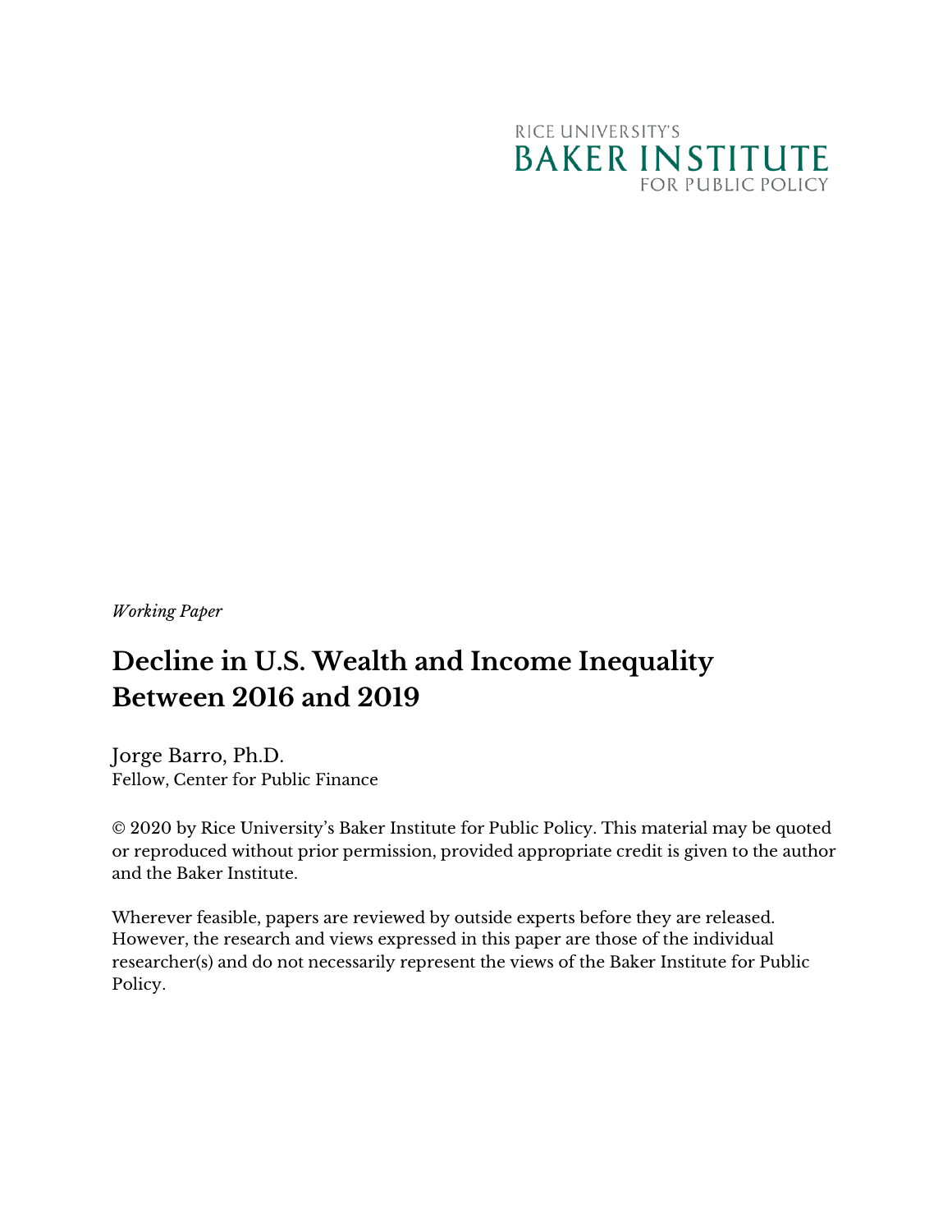RICE UNIVERSITY'S
BAKER INSTITUTE
FOR PUBLIC POLICY

*Working Paper*

# Decline in U.S. Wealth and Income Inequality Between 2016 and 2019

Jorge Barro, Ph.D.
Fellow, Center for Public Finance

© 2020 by Rice University's Baker Institute for Public Policy. This material may be quoted or reproduced without prior permission, provided appropriate credit is given to the author and the Baker Institute.

Wherever feasible, papers are reviewed by outside experts before they are released. However, the research and views expressed in this paper are those of the individual researcher(s) and do not necessarily represent the views of the Baker Institute for Public Policy.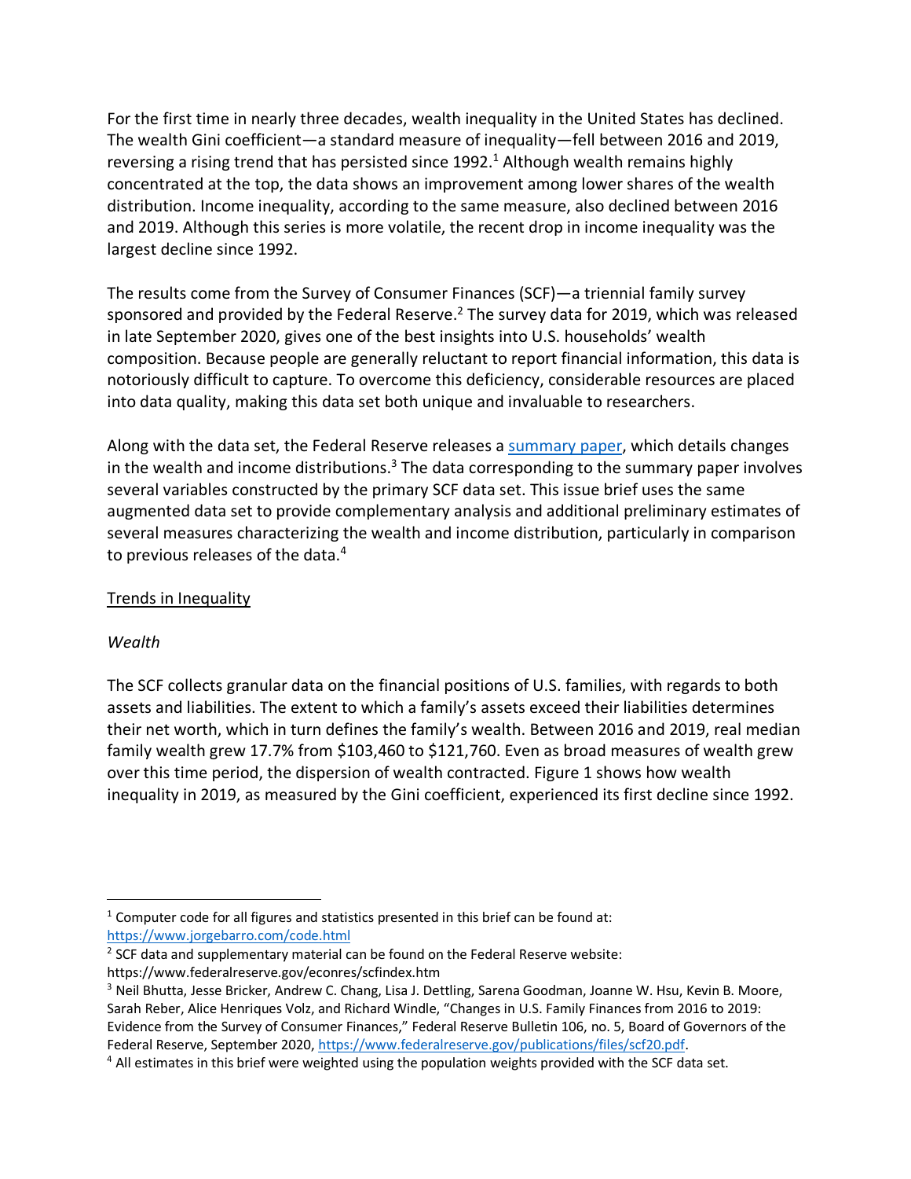For the first time in nearly three decades, wealth inequality in the United States has declined. The wealth Gini coefficient—a standard measure of inequality—fell between 2016 and 2019, reversing a rising trend that has persisted since 1992.[1] Although wealth remains highly concentrated at the top, the data shows an improvement among lower shares of the wealth distribution. Income inequality, according to the same measure, also declined between 2016 and 2019. Although this series is more volatile, the recent drop in income inequality was the largest decline since 1992.

The results come from the Survey of Consumer Finances (SCF)—a triennial family survey sponsored and provided by the Federal Reserve.[2] The survey data for 2019, which was released in late September 2020, gives one of the best insights into U.S. households' wealth composition. Because people are generally reluctant to report financial information, this data is notoriously difficult to capture. To overcome this deficiency, considerable resources are placed into data quality, making this data set both unique and invaluable to researchers.

Along with the data set, the Federal Reserve releases a [summary paper](https://www.federalreserve.gov/publications/files/scf20.pdf), which details changes in the wealth and income distributions.[3] The data corresponding to the summary paper involves several variables constructed by the primary SCF data set. This issue brief uses the same augmented data set to provide complementary analysis and additional preliminary estimates of several measures characterizing the wealth and income distribution, particularly in comparison to previous releases of the data.[4]

## Trends in Inequality

### *Wealth*

The SCF collects granular data on the financial positions of U.S. families, with regards to both assets and liabilities. The extent to which a family's assets exceed their liabilities determines their net worth, which in turn defines the family's wealth. Between 2016 and 2019, real median family wealth grew 17.7% from $103,460 to $121,760. Even as broad measures of wealth grew over this time period, the dispersion of wealth contracted. Figure 1 shows how wealth inequality in 2019, as measured by the Gini coefficient, experienced its first decline since 1992.

---

[1] Computer code for all figures and statistics presented in this brief can be found at: https://www.jorgebarro.com/code.html

[2] SCF data and supplementary material can be found on the Federal Reserve website: https://www.federalreserve.gov/econres/scfindex.htm

[3] Neil Bhutta, Jesse Bricker, Andrew C. Chang, Lisa J. Dettling, Sarena Goodman, Joanne W. Hsu, Kevin B. Moore, Sarah Reber, Alice Henriques Volz, and Richard Windle, "Changes in U.S. Family Finances from 2016 to 2019: Evidence from the Survey of Consumer Finances," Federal Reserve Bulletin 106, no. 5, Board of Governors of the Federal Reserve, September 2020, https://www.federalreserve.gov/publications/files/scf20.pdf.

[4] All estimates in this brief were weighted using the population weights provided with the SCF data set.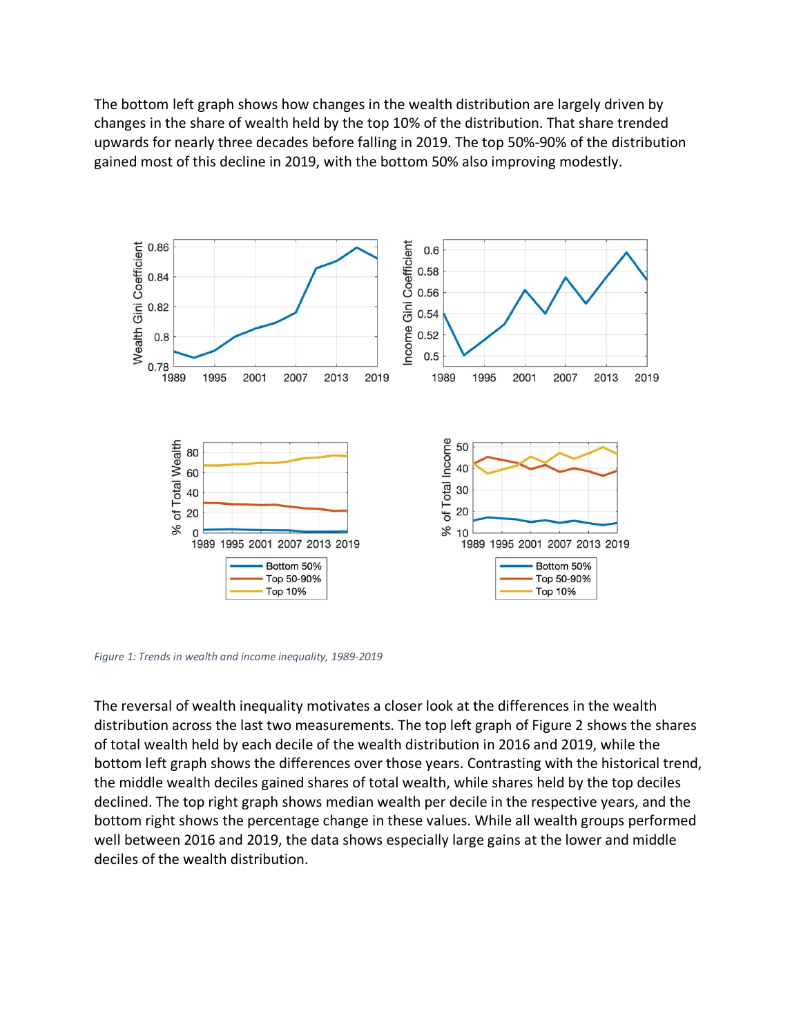The bottom left graph shows how changes in the wealth distribution are largely driven by changes in the share of wealth held by the top 10% of the distribution. That share trended upwards for nearly three decades before falling in 2019. The top 50%-90% of the distribution gained most of this decline in 2019, with the bottom 50% also improving modestly.

*Figure 1: Trends in wealth and income inequality, 1989-2019*

The reversal of wealth inequality motivates a closer look at the differences in the wealth distribution across the last two measurements. The top left graph of Figure 2 shows the shares of total wealth held by each decile of the wealth distribution in 2016 and 2019, while the bottom left graph shows the differences over those years. Contrasting with the historical trend, the middle wealth deciles gained shares of total wealth, while shares held by the top deciles declined. The top right graph shows median wealth per decile in the respective years, and the bottom right shows the percentage change in these values. While all wealth groups performed well between 2016 and 2019, the data shows especially large gains at the lower and middle deciles of the wealth distribution.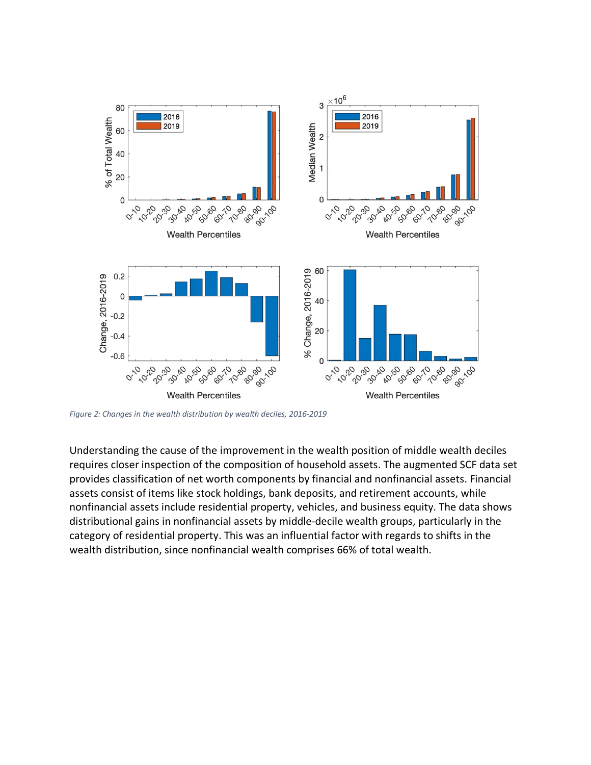*Figure 2: Changes in the wealth distribution by wealth deciles, 2016-2019*

Understanding the cause of the improvement in the wealth position of middle wealth deciles requires closer inspection of the composition of household assets. The augmented SCF data set provides classification of net worth components by financial and nonfinancial assets. Financial assets consist of items like stock holdings, bank deposits, and retirement accounts, while nonfinancial assets include residential property, vehicles, and business equity. The data shows distributional gains in nonfinancial assets by middle-decile wealth groups, particularly in the category of residential property. This was an influential factor with regards to shifts in the wealth distribution, since nonfinancial wealth comprises 66% of total wealth.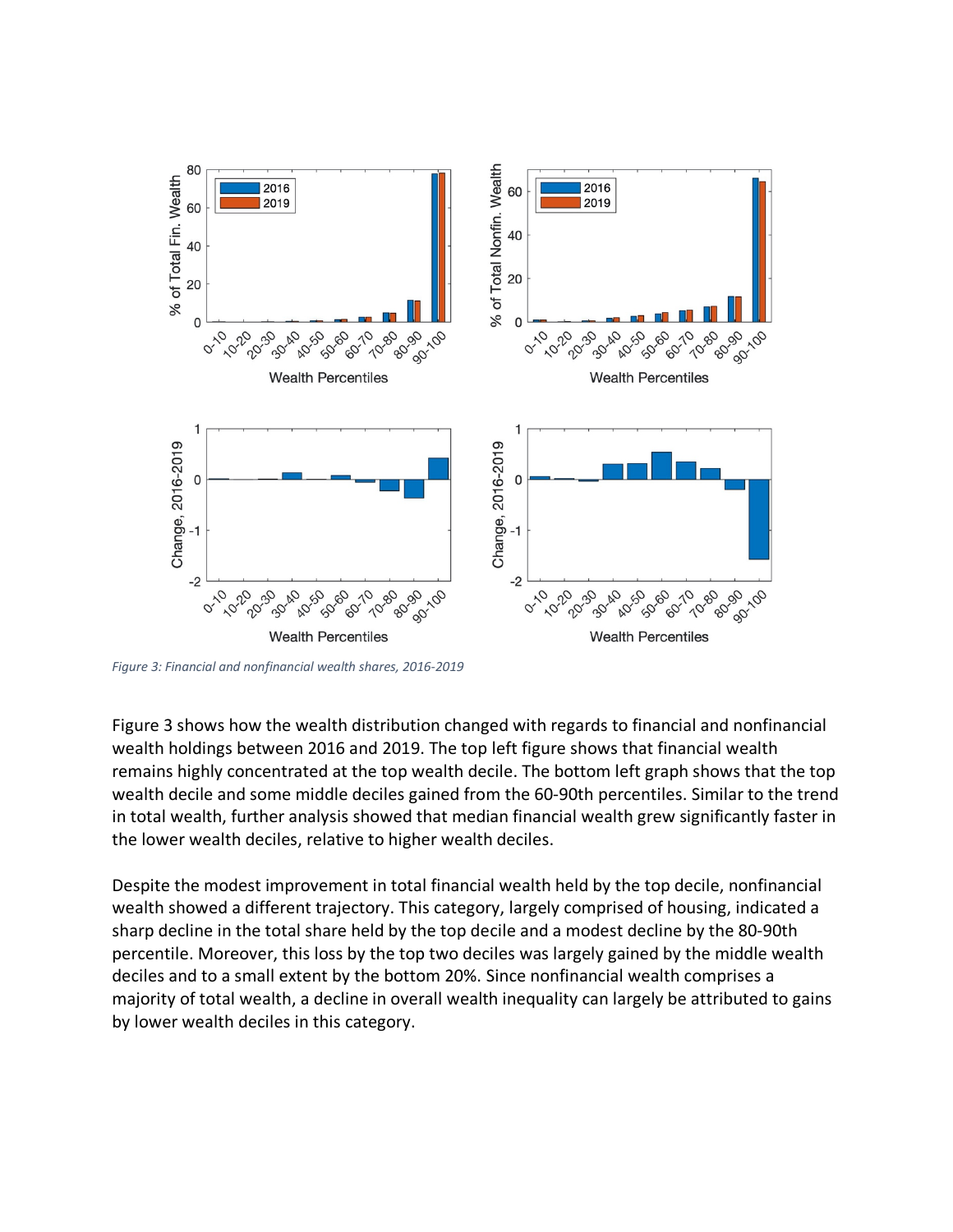*Figure 3: Financial and nonfinancial wealth shares, 2016-2019*

Figure 3 shows how the wealth distribution changed with regards to financial and nonfinancial wealth holdings between 2016 and 2019. The top left figure shows that financial wealth remains highly concentrated at the top wealth decile. The bottom left graph shows that the top wealth decile and some middle deciles gained from the 60-90th percentiles. Similar to the trend in total wealth, further analysis showed that median financial wealth grew significantly faster in the lower wealth deciles, relative to higher wealth deciles.

Despite the modest improvement in total financial wealth held by the top decile, nonfinancial wealth showed a different trajectory. This category, largely comprised of housing, indicated a sharp decline in the total share held by the top decile and a modest decline by the 80-90th percentile. Moreover, this loss by the top two deciles was largely gained by the middle wealth deciles and to a small extent by the bottom 20%. Since nonfinancial wealth comprises a majority of total wealth, a decline in overall wealth inequality can largely be attributed to gains by lower wealth deciles in this category.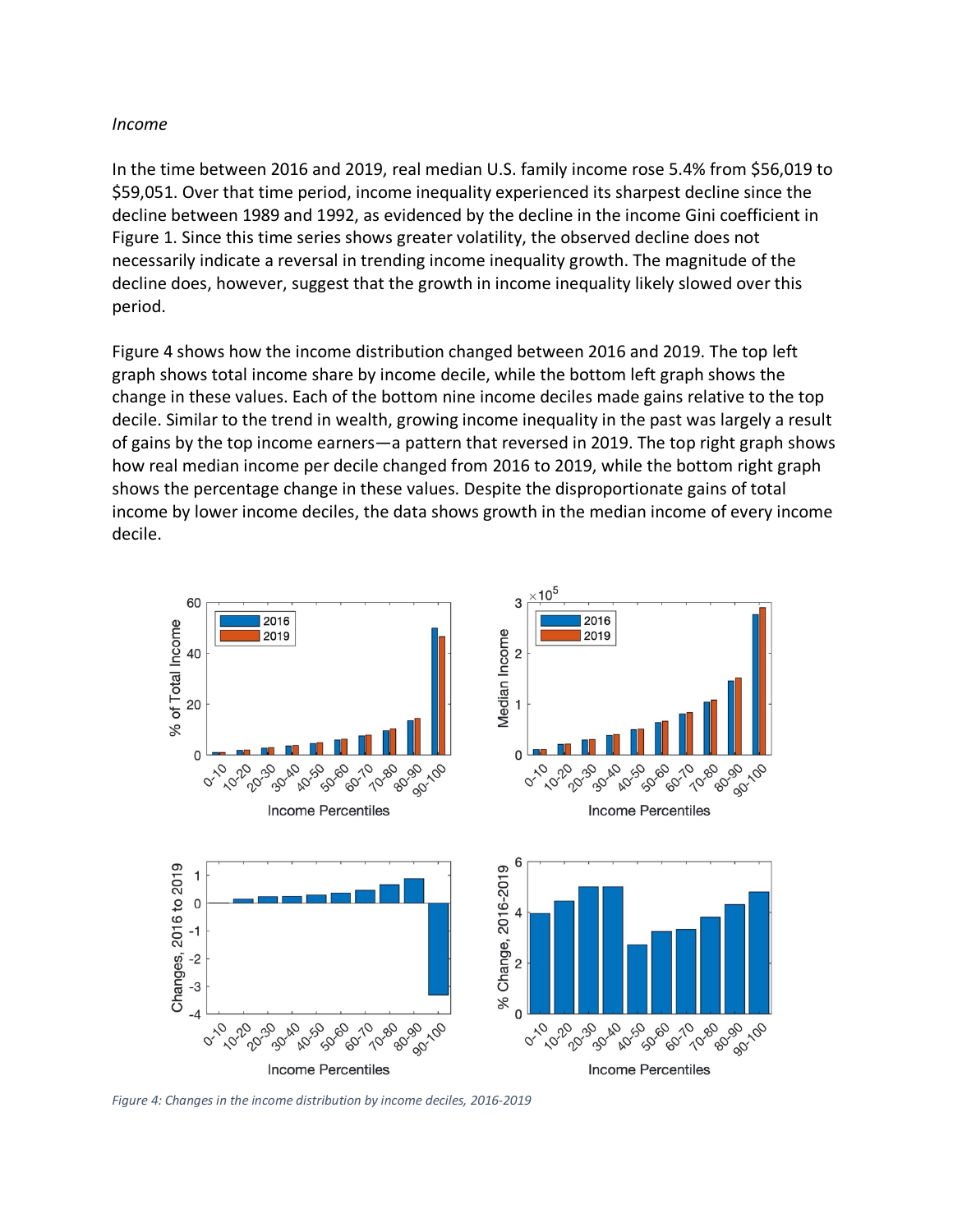*Income*

In the time between 2016 and 2019, real median U.S. family income rose 5.4% from $56,019 to $59,051. Over that time period, income inequality experienced its sharpest decline since the decline between 1989 and 1992, as evidenced by the decline in the income Gini coefficient in Figure 1. Since this time series shows greater volatility, the observed decline does not necessarily indicate a reversal in trending income inequality growth. The magnitude of the decline does, however, suggest that the growth in income inequality likely slowed over this period.

Figure 4 shows how the income distribution changed between 2016 and 2019. The top left graph shows total income share by income decile, while the bottom left graph shows the change in these values. Each of the bottom nine income deciles made gains relative to the top decile. Similar to the trend in wealth, growing income inequality in the past was largely a result of gains by the top income earners—a pattern that reversed in 2019. The top right graph shows how real median income per decile changed from 2016 to 2019, while the bottom right graph shows the percentage change in these values. Despite the disproportionate gains of total income by lower income deciles, the data shows growth in the median income of every income decile.

*Figure 4: Changes in the income distribution by income deciles, 2016-2019*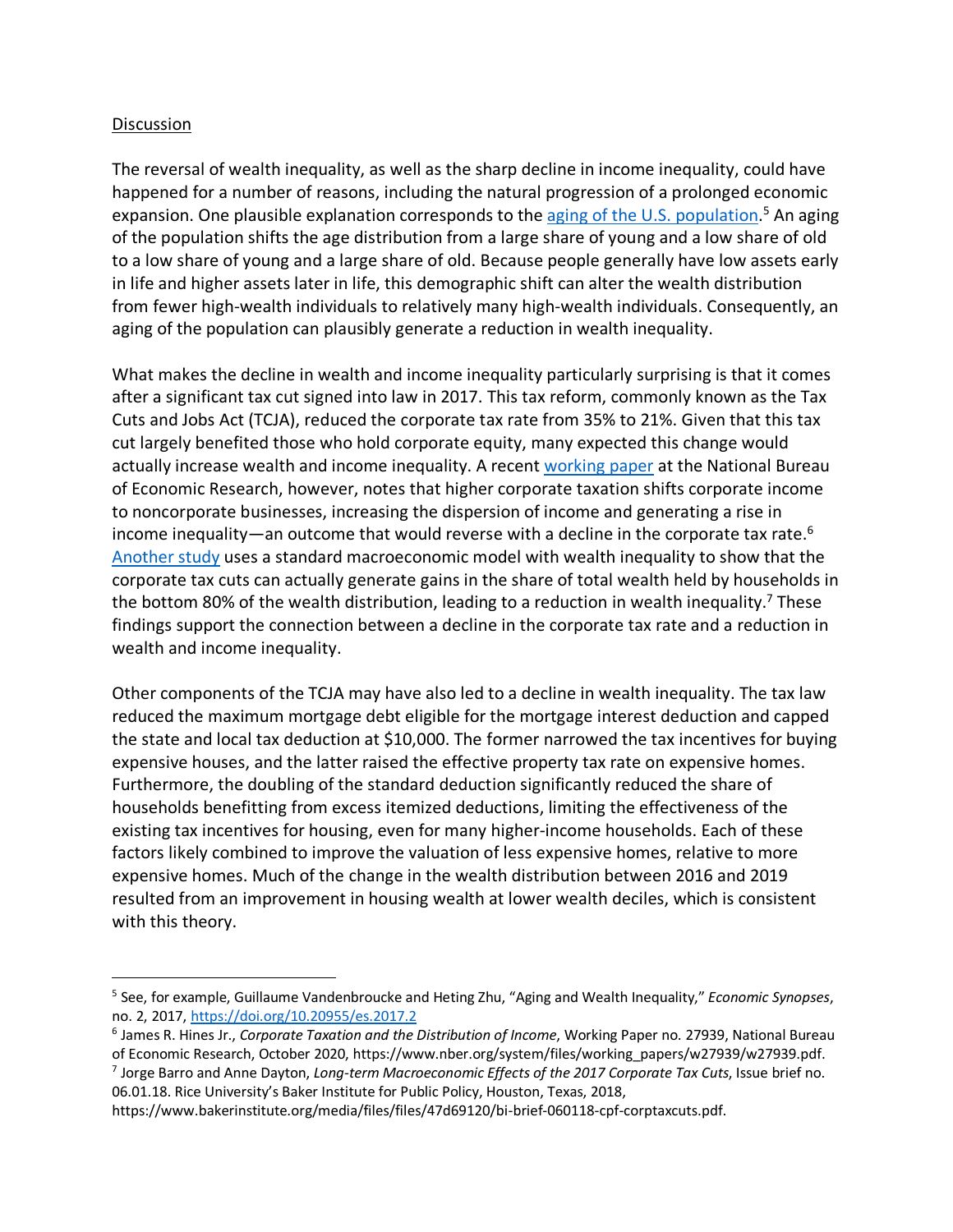Discussion

The reversal of wealth inequality, as well as the sharp decline in income inequality, could have happened for a number of reasons, including the natural progression of a prolonged economic expansion. One plausible explanation corresponds to the aging of the U.S. population.[5] An aging of the population shifts the age distribution from a large share of young and a low share of old to a low share of young and a large share of old. Because people generally have low assets early in life and higher assets later in life, this demographic shift can alter the wealth distribution from fewer high-wealth individuals to relatively many high-wealth individuals. Consequently, an aging of the population can plausibly generate a reduction in wealth inequality.

What makes the decline in wealth and income inequality particularly surprising is that it comes after a significant tax cut signed into law in 2017. This tax reform, commonly known as the Tax Cuts and Jobs Act (TCJA), reduced the corporate tax rate from 35% to 21%. Given that this tax cut largely benefited those who hold corporate equity, many expected this change would actually increase wealth and income inequality. A recent working paper at the National Bureau of Economic Research, however, notes that higher corporate taxation shifts corporate income to noncorporate businesses, increasing the dispersion of income and generating a rise in income inequality—an outcome that would reverse with a decline in the corporate tax rate.[6] Another study uses a standard macroeconomic model with wealth inequality to show that the corporate tax cuts can actually generate gains in the share of total wealth held by households in the bottom 80% of the wealth distribution, leading to a reduction in wealth inequality.[7] These findings support the connection between a decline in the corporate tax rate and a reduction in wealth and income inequality.

Other components of the TCJA may have also led to a decline in wealth inequality. The tax law reduced the maximum mortgage debt eligible for the mortgage interest deduction and capped the state and local tax deduction at $10,000. The former narrowed the tax incentives for buying expensive houses, and the latter raised the effective property tax rate on expensive homes. Furthermore, the doubling of the standard deduction significantly reduced the share of households benefitting from excess itemized deductions, limiting the effectiveness of the existing tax incentives for housing, even for many higher-income households. Each of these factors likely combined to improve the valuation of less expensive homes, relative to more expensive homes. Much of the change in the wealth distribution between 2016 and 2019 resulted from an improvement in housing wealth at lower wealth deciles, which is consistent with this theory.

---

[5] See, for example, Guillaume Vandenbroucke and Heting Zhu, "Aging and Wealth Inequality," *Economic Synopses*, no. 2, 2017, https://doi.org/10.20955/es.2017.2

[6] James R. Hines Jr., *Corporate Taxation and the Distribution of Income*, Working Paper no. 27939, National Bureau of Economic Research, October 2020, https://www.nber.org/system/files/working_papers/w27939/w27939.pdf.

[7] Jorge Barro and Anne Dayton, *Long-term Macroeconomic Effects of the 2017 Corporate Tax Cuts*, Issue brief no. 06.01.18. Rice University's Baker Institute for Public Policy, Houston, Texas, 2018, https://www.bakerinstitute.org/media/files/files/47d69120/bi-brief-060118-cpf-corptaxcuts.pdf.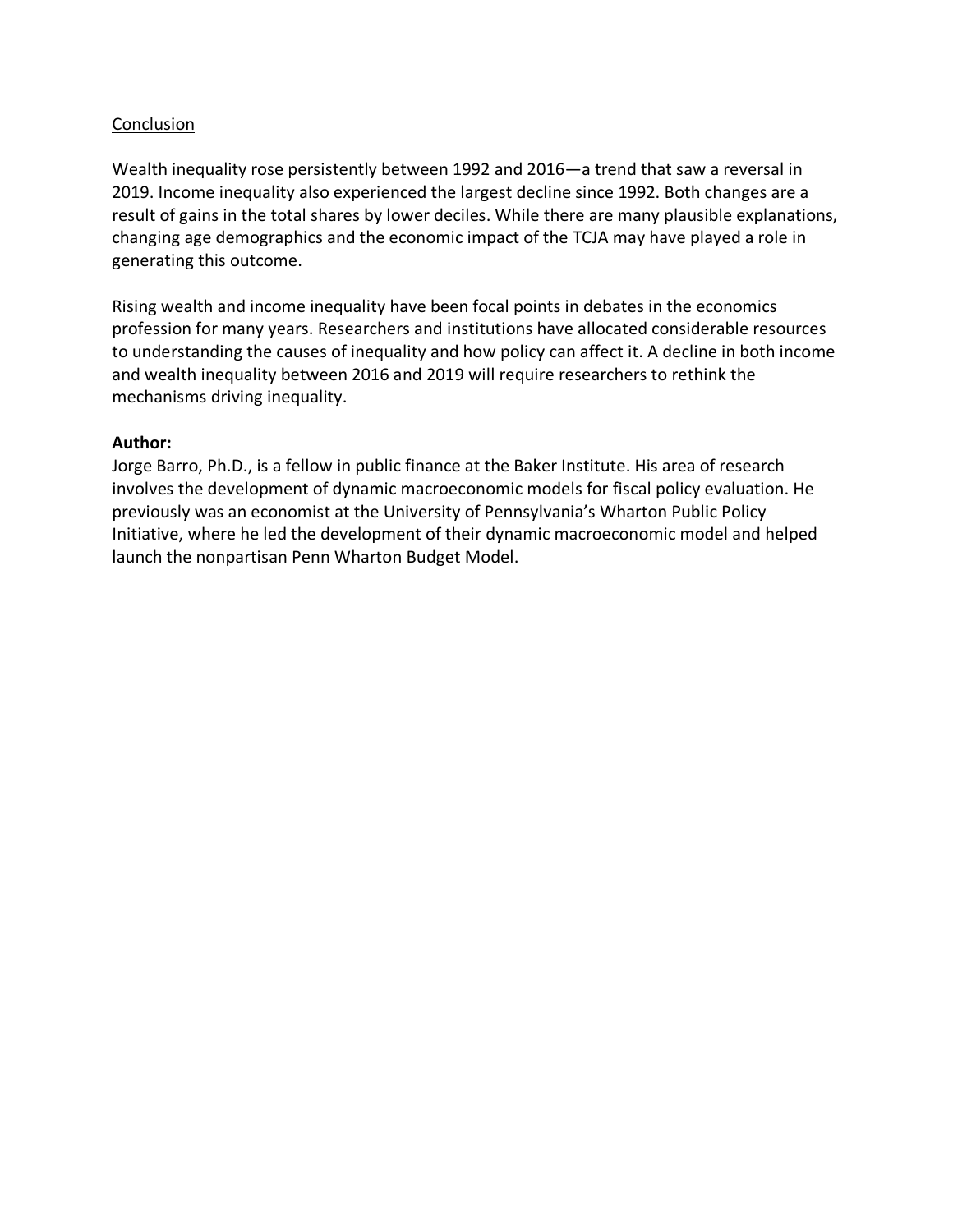## Conclusion

Wealth inequality rose persistently between 1992 and 2016—a trend that saw a reversal in 2019. Income inequality also experienced the largest decline since 1992. Both changes are a result of gains in the total shares by lower deciles. While there are many plausible explanations, changing age demographics and the economic impact of the TCJA may have played a role in generating this outcome.

Rising wealth and income inequality have been focal points in debates in the economics profession for many years. Researchers and institutions have allocated considerable resources to understanding the causes of inequality and how policy can affect it. A decline in both income and wealth inequality between 2016 and 2019 will require researchers to rethink the mechanisms driving inequality.

**Author:**
Jorge Barro, Ph.D., is a fellow in public finance at the Baker Institute. His area of research involves the development of dynamic macroeconomic models for fiscal policy evaluation. He previously was an economist at the University of Pennsylvania's Wharton Public Policy Initiative, where he led the development of their dynamic macroeconomic model and helped launch the nonpartisan Penn Wharton Budget Model.